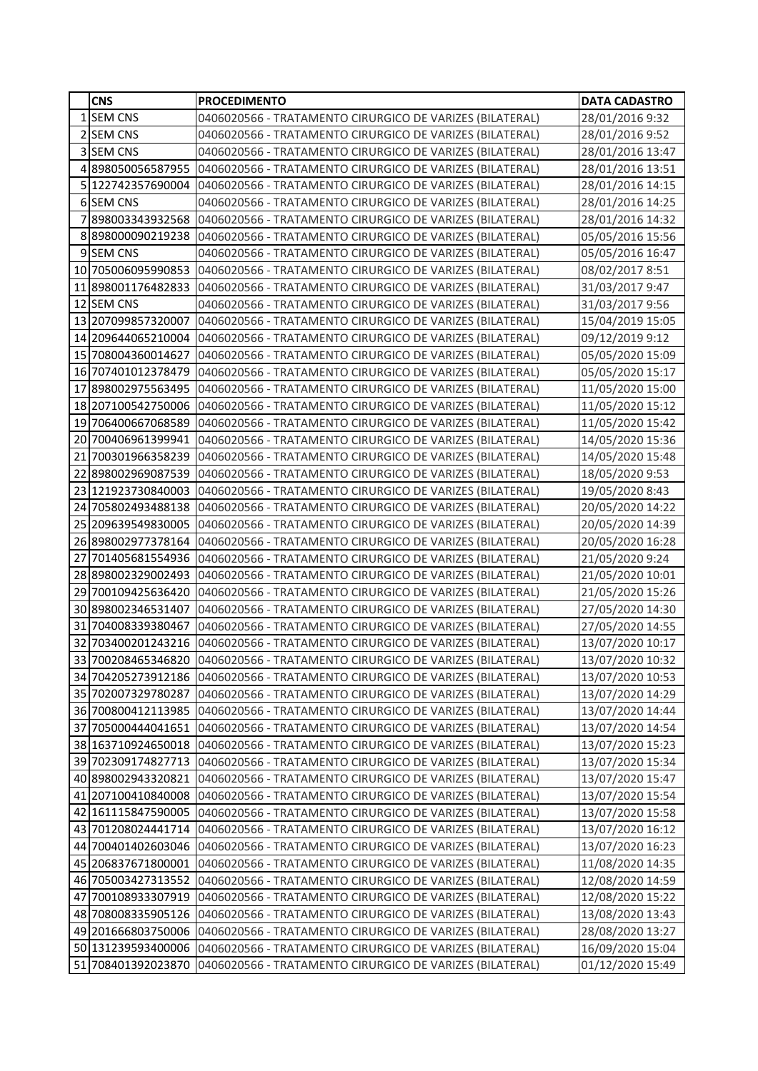| | CNS | PROCEDIMENTO | DATA CADASTRO |
|---|---|---|---|
| 1 | SEM CNS | 0406020566 - TRATAMENTO CIRURGICO DE VARIZES (BILATERAL) | 28/01/2016 9:32 |
| 2 | SEM CNS | 0406020566 - TRATAMENTO CIRURGICO DE VARIZES (BILATERAL) | 28/01/2016 9:52 |
| 3 | SEM CNS | 0406020566 - TRATAMENTO CIRURGICO DE VARIZES (BILATERAL) | 28/01/2016 13:47 |
| 4 | 898050056587955 | 0406020566 - TRATAMENTO CIRURGICO DE VARIZES (BILATERAL) | 28/01/2016 13:51 |
| 5 | 122742357690004 | 0406020566 - TRATAMENTO CIRURGICO DE VARIZES (BILATERAL) | 28/01/2016 14:15 |
| 6 | SEM CNS | 0406020566 - TRATAMENTO CIRURGICO DE VARIZES (BILATERAL) | 28/01/2016 14:25 |
| 7 | 898003343932568 | 0406020566 - TRATAMENTO CIRURGICO DE VARIZES (BILATERAL) | 28/01/2016 14:32 |
| 8 | 898000090219238 | 0406020566 - TRATAMENTO CIRURGICO DE VARIZES (BILATERAL) | 05/05/2016 15:56 |
| 9 | SEM CNS | 0406020566 - TRATAMENTO CIRURGICO DE VARIZES (BILATERAL) | 05/05/2016 16:47 |
| 10 | 705006095990853 | 0406020566 - TRATAMENTO CIRURGICO DE VARIZES (BILATERAL) | 08/02/2017 8:51 |
| 11 | 898001176482833 | 0406020566 - TRATAMENTO CIRURGICO DE VARIZES (BILATERAL) | 31/03/2017 9:47 |
| 12 | SEM CNS | 0406020566 - TRATAMENTO CIRURGICO DE VARIZES (BILATERAL) | 31/03/2017 9:56 |
| 13 | 207099857320007 | 0406020566 - TRATAMENTO CIRURGICO DE VARIZES (BILATERAL) | 15/04/2019 15:05 |
| 14 | 209644065210004 | 0406020566 - TRATAMENTO CIRURGICO DE VARIZES (BILATERAL) | 09/12/2019 9:12 |
| 15 | 708004360014627 | 0406020566 - TRATAMENTO CIRURGICO DE VARIZES (BILATERAL) | 05/05/2020 15:09 |
| 16 | 707401012378479 | 0406020566 - TRATAMENTO CIRURGICO DE VARIZES (BILATERAL) | 05/05/2020 15:17 |
| 17 | 898002975563495 | 0406020566 - TRATAMENTO CIRURGICO DE VARIZES (BILATERAL) | 11/05/2020 15:00 |
| 18 | 207100542750006 | 0406020566 - TRATAMENTO CIRURGICO DE VARIZES (BILATERAL) | 11/05/2020 15:12 |
| 19 | 706400667068589 | 0406020566 - TRATAMENTO CIRURGICO DE VARIZES (BILATERAL) | 11/05/2020 15:42 |
| 20 | 700406961399941 | 0406020566 - TRATAMENTO CIRURGICO DE VARIZES (BILATERAL) | 14/05/2020 15:36 |
| 21 | 700301966358239 | 0406020566 - TRATAMENTO CIRURGICO DE VARIZES (BILATERAL) | 14/05/2020 15:48 |
| 22 | 898002969087539 | 0406020566 - TRATAMENTO CIRURGICO DE VARIZES (BILATERAL) | 18/05/2020 9:53 |
| 23 | 121923730840003 | 0406020566 - TRATAMENTO CIRURGICO DE VARIZES (BILATERAL) | 19/05/2020 8:43 |
| 24 | 705802493488138 | 0406020566 - TRATAMENTO CIRURGICO DE VARIZES (BILATERAL) | 20/05/2020 14:22 |
| 25 | 209639549830005 | 0406020566 - TRATAMENTO CIRURGICO DE VARIZES (BILATERAL) | 20/05/2020 14:39 |
| 26 | 898002977378164 | 0406020566 - TRATAMENTO CIRURGICO DE VARIZES (BILATERAL) | 20/05/2020 16:28 |
| 27 | 701405681554936 | 0406020566 - TRATAMENTO CIRURGICO DE VARIZES (BILATERAL) | 21/05/2020 9:24 |
| 28 | 898002329002493 | 0406020566 - TRATAMENTO CIRURGICO DE VARIZES (BILATERAL) | 21/05/2020 10:01 |
| 29 | 700109425636420 | 0406020566 - TRATAMENTO CIRURGICO DE VARIZES (BILATERAL) | 21/05/2020 15:26 |
| 30 | 898002346531407 | 0406020566 - TRATAMENTO CIRURGICO DE VARIZES (BILATERAL) | 27/05/2020 14:30 |
| 31 | 704008339380467 | 0406020566 - TRATAMENTO CIRURGICO DE VARIZES (BILATERAL) | 27/05/2020 14:55 |
| 32 | 703400201243216 | 0406020566 - TRATAMENTO CIRURGICO DE VARIZES (BILATERAL) | 13/07/2020 10:17 |
| 33 | 700208465346820 | 0406020566 - TRATAMENTO CIRURGICO DE VARIZES (BILATERAL) | 13/07/2020 10:32 |
| 34 | 704205273912186 | 0406020566 - TRATAMENTO CIRURGICO DE VARIZES (BILATERAL) | 13/07/2020 10:53 |
| 35 | 702007329780287 | 0406020566 - TRATAMENTO CIRURGICO DE VARIZES (BILATERAL) | 13/07/2020 14:29 |
| 36 | 700800412113985 | 0406020566 - TRATAMENTO CIRURGICO DE VARIZES (BILATERAL) | 13/07/2020 14:44 |
| 37 | 705000444041651 | 0406020566 - TRATAMENTO CIRURGICO DE VARIZES (BILATERAL) | 13/07/2020 14:54 |
| 38 | 163710924650018 | 0406020566 - TRATAMENTO CIRURGICO DE VARIZES (BILATERAL) | 13/07/2020 15:23 |
| 39 | 702309174827713 | 0406020566 - TRATAMENTO CIRURGICO DE VARIZES (BILATERAL) | 13/07/2020 15:34 |
| 40 | 898002943320821 | 0406020566 - TRATAMENTO CIRURGICO DE VARIZES (BILATERAL) | 13/07/2020 15:47 |
| 41 | 207100410840008 | 0406020566 - TRATAMENTO CIRURGICO DE VARIZES (BILATERAL) | 13/07/2020 15:54 |
| 42 | 161115847590005 | 0406020566 - TRATAMENTO CIRURGICO DE VARIZES (BILATERAL) | 13/07/2020 15:58 |
| 43 | 701208024441714 | 0406020566 - TRATAMENTO CIRURGICO DE VARIZES (BILATERAL) | 13/07/2020 16:12 |
| 44 | 700401402603046 | 0406020566 - TRATAMENTO CIRURGICO DE VARIZES (BILATERAL) | 13/07/2020 16:23 |
| 45 | 206837671800001 | 0406020566 - TRATAMENTO CIRURGICO DE VARIZES (BILATERAL) | 11/08/2020 14:35 |
| 46 | 705003427313552 | 0406020566 - TRATAMENTO CIRURGICO DE VARIZES (BILATERAL) | 12/08/2020 14:59 |
| 47 | 700108933307919 | 0406020566 - TRATAMENTO CIRURGICO DE VARIZES (BILATERAL) | 12/08/2020 15:22 |
| 48 | 708008335905126 | 0406020566 - TRATAMENTO CIRURGICO DE VARIZES (BILATERAL) | 13/08/2020 13:43 |
| 49 | 201666803750006 | 0406020566 - TRATAMENTO CIRURGICO DE VARIZES (BILATERAL) | 28/08/2020 13:27 |
| 50 | 131239593400006 | 0406020566 - TRATAMENTO CIRURGICO DE VARIZES (BILATERAL) | 16/09/2020 15:04 |
| 51 | 708401392023870 | 0406020566 - TRATAMENTO CIRURGICO DE VARIZES (BILATERAL) | 01/12/2020 15:49 |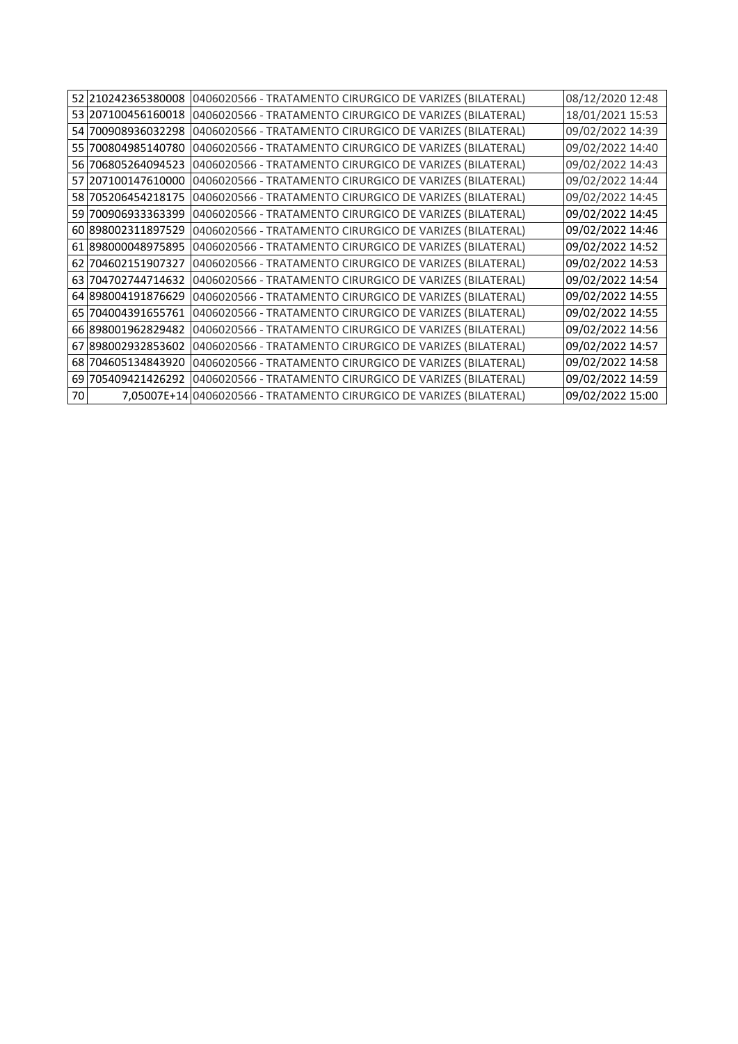| | | | |
|---|---|---|---|
| 52 | 210242365380008 | 0406020566 - TRATAMENTO CIRURGICO DE VARIZES (BILATERAL) | 08/12/2020 12:48 |
| 53 | 207100456160018 | 0406020566 - TRATAMENTO CIRURGICO DE VARIZES (BILATERAL) | 18/01/2021 15:53 |
| 54 | 700908936032298 | 0406020566 - TRATAMENTO CIRURGICO DE VARIZES (BILATERAL) | 09/02/2022 14:39 |
| 55 | 700804985140780 | 0406020566 - TRATAMENTO CIRURGICO DE VARIZES (BILATERAL) | 09/02/2022 14:40 |
| 56 | 706805264094523 | 0406020566 - TRATAMENTO CIRURGICO DE VARIZES (BILATERAL) | 09/02/2022 14:43 |
| 57 | 207100147610000 | 0406020566 - TRATAMENTO CIRURGICO DE VARIZES (BILATERAL) | 09/02/2022 14:44 |
| 58 | 705206454218175 | 0406020566 - TRATAMENTO CIRURGICO DE VARIZES (BILATERAL) | 09/02/2022 14:45 |
| 59 | 700906933363399 | 0406020566 - TRATAMENTO CIRURGICO DE VARIZES (BILATERAL) | 09/02/2022 14:45 |
| 60 | 898002311897529 | 0406020566 - TRATAMENTO CIRURGICO DE VARIZES (BILATERAL) | 09/02/2022 14:46 |
| 61 | 898000048975895 | 0406020566 - TRATAMENTO CIRURGICO DE VARIZES (BILATERAL) | 09/02/2022 14:52 |
| 62 | 704602151907327 | 0406020566 - TRATAMENTO CIRURGICO DE VARIZES (BILATERAL) | 09/02/2022 14:53 |
| 63 | 704702744714632 | 0406020566 - TRATAMENTO CIRURGICO DE VARIZES (BILATERAL) | 09/02/2022 14:54 |
| 64 | 898004191876629 | 0406020566 - TRATAMENTO CIRURGICO DE VARIZES (BILATERAL) | 09/02/2022 14:55 |
| 65 | 704004391655761 | 0406020566 - TRATAMENTO CIRURGICO DE VARIZES (BILATERAL) | 09/02/2022 14:55 |
| 66 | 898001962829482 | 0406020566 - TRATAMENTO CIRURGICO DE VARIZES (BILATERAL) | 09/02/2022 14:56 |
| 67 | 898002932853602 | 0406020566 - TRATAMENTO CIRURGICO DE VARIZES (BILATERAL) | 09/02/2022 14:57 |
| 68 | 704605134843920 | 0406020566 - TRATAMENTO CIRURGICO DE VARIZES (BILATERAL) | 09/02/2022 14:58 |
| 69 | 705409421426292 | 0406020566 - TRATAMENTO CIRURGICO DE VARIZES (BILATERAL) | 09/02/2022 14:59 |
| 70 | 7,05007E+14 | 0406020566 - TRATAMENTO CIRURGICO DE VARIZES (BILATERAL) | 09/02/2022 15:00 |